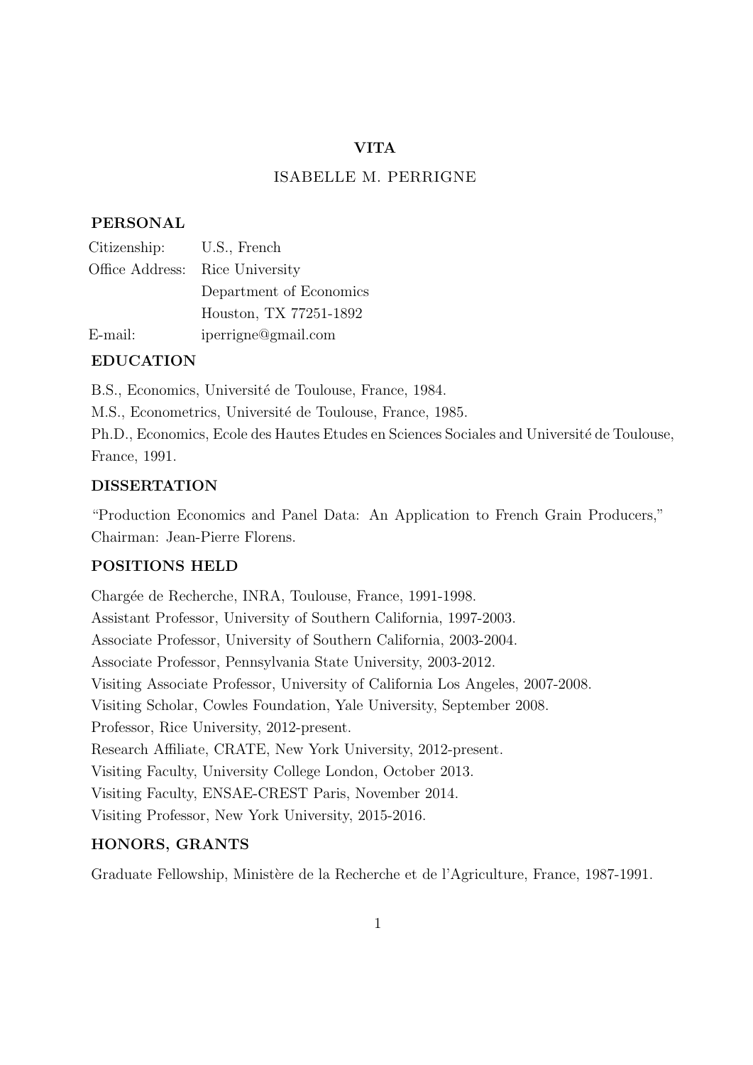# VITA

## ISABELLE M. PERRIGNE

### PERSONAL

| | |
|---|---|
| Citizenship: | U.S., French |
| Office Address: | Rice University |
| | Department of Economics |
| | Houston, TX 77251-1892 |
| E-mail: | iperrigne@gmail.com |

### EDUCATION

B.S., Economics, Université de Toulouse, France, 1984.

M.S., Econometrics, Université de Toulouse, France, 1985.

Ph.D., Economics, Ecole des Hautes Etudes en Sciences Sociales and Université de Toulouse, France, 1991.

### DISSERTATION

"Production Economics and Panel Data: An Application to French Grain Producers," Chairman: Jean-Pierre Florens.

### POSITIONS HELD

Chargée de Recherche, INRA, Toulouse, France, 1991-1998.

Assistant Professor, University of Southern California, 1997-2003.

Associate Professor, University of Southern California, 2003-2004.

Associate Professor, Pennsylvania State University, 2003-2012.

Visiting Associate Professor, University of California Los Angeles, 2007-2008.

Visiting Scholar, Cowles Foundation, Yale University, September 2008.

Professor, Rice University, 2012-present.

Research Affiliate, CRATE, New York University, 2012-present.

Visiting Faculty, University College London, October 2013.

Visiting Faculty, ENSAE-CREST Paris, November 2014.

Visiting Professor, New York University, 2015-2016.

### HONORS, GRANTS

Graduate Fellowship, Ministère de la Recherche et de l'Agriculture, France, 1987-1991.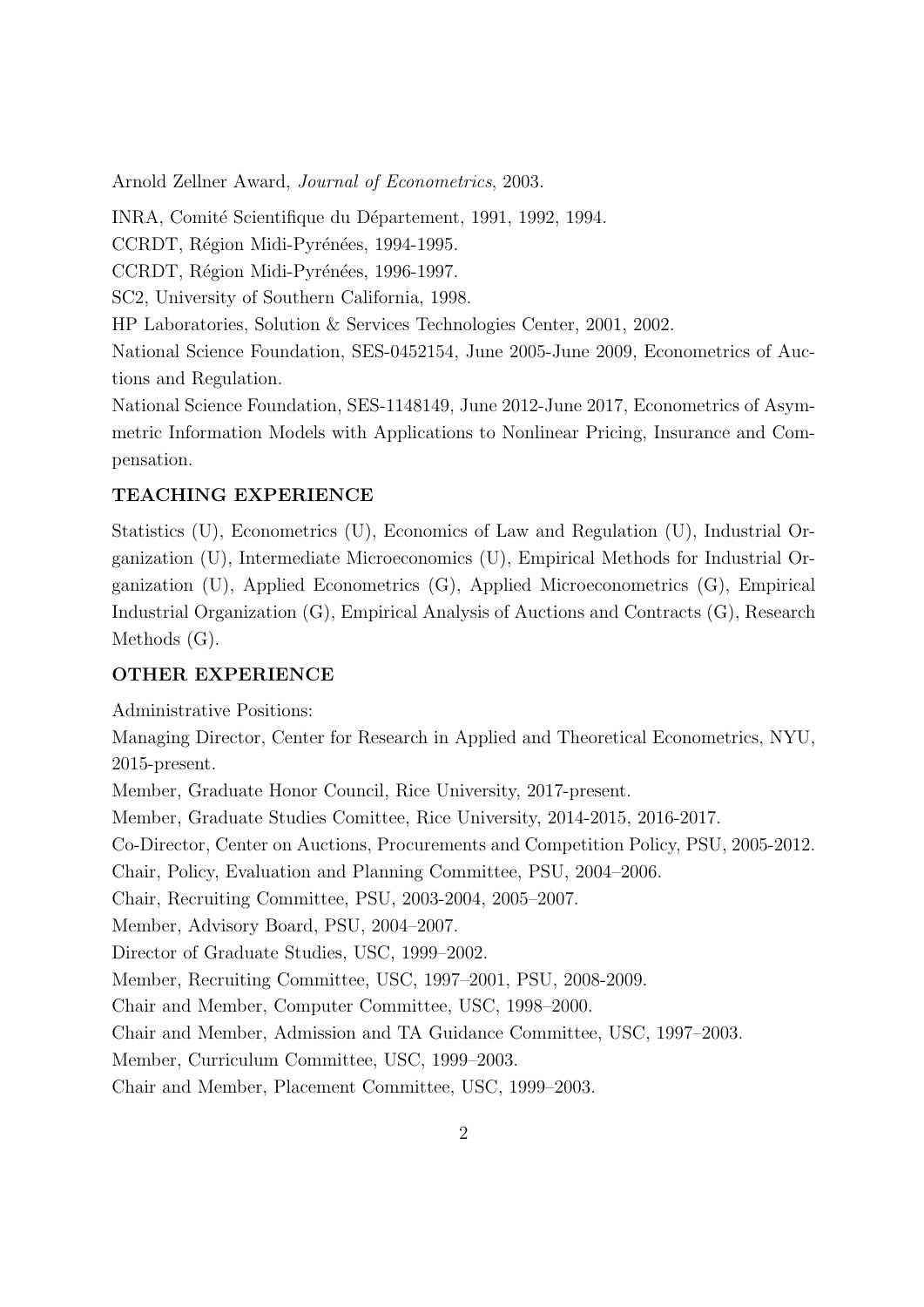Arnold Zellner Award, *Journal of Econometrics*, 2003.

INRA, Comité Scientifique du Département, 1991, 1992, 1994.

CCRDT, Région Midi-Pyrénées, 1994-1995.

CCRDT, Région Midi-Pyrénées, 1996-1997.

SC2, University of Southern California, 1998.

HP Laboratories, Solution & Services Technologies Center, 2001, 2002.

National Science Foundation, SES-0452154, June 2005-June 2009, Econometrics of Auctions and Regulation.

National Science Foundation, SES-1148149, June 2012-June 2017, Econometrics of Asymmetric Information Models with Applications to Nonlinear Pricing, Insurance and Compensation.

## TEACHING EXPERIENCE

Statistics (U), Econometrics (U), Economics of Law and Regulation (U), Industrial Organization (U), Intermediate Microeconomics (U), Empirical Methods for Industrial Organization (U), Applied Econometrics (G), Applied Microeconometrics (G), Empirical Industrial Organization (G), Empirical Analysis of Auctions and Contracts (G), Research Methods (G).

## OTHER EXPERIENCE

Administrative Positions:

Managing Director, Center for Research in Applied and Theoretical Econometrics, NYU, 2015-present.

Member, Graduate Honor Council, Rice University, 2017-present.

Member, Graduate Studies Comittee, Rice University, 2014-2015, 2016-2017.

Co-Director, Center on Auctions, Procurements and Competition Policy, PSU, 2005-2012.

Chair, Policy, Evaluation and Planning Committee, PSU, 2004–2006.

Chair, Recruiting Committee, PSU, 2003-2004, 2005–2007.

Member, Advisory Board, PSU, 2004–2007.

Director of Graduate Studies, USC, 1999–2002.

Member, Recruiting Committee, USC, 1997–2001, PSU, 2008-2009.

Chair and Member, Computer Committee, USC, 1998–2000.

Chair and Member, Admission and TA Guidance Committee, USC, 1997–2003.

Member, Curriculum Committee, USC, 1999–2003.

Chair and Member, Placement Committee, USC, 1999–2003.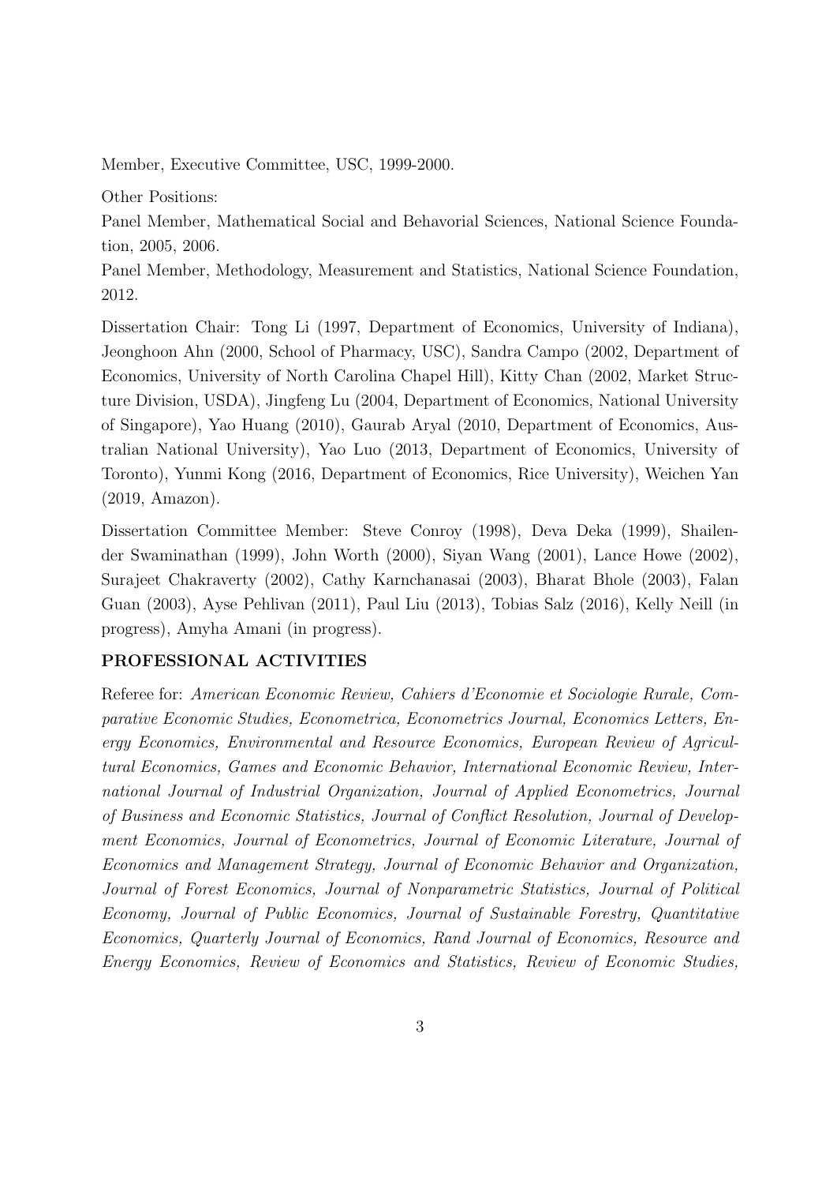Member, Executive Committee, USC, 1999-2000.

Other Positions:

Panel Member, Mathematical Social and Behavorial Sciences, National Science Foundation, 2005, 2006.

Panel Member, Methodology, Measurement and Statistics, National Science Foundation, 2012.

Dissertation Chair: Tong Li (1997, Department of Economics, University of Indiana), Jeonghoon Ahn (2000, School of Pharmacy, USC), Sandra Campo (2002, Department of Economics, University of North Carolina Chapel Hill), Kitty Chan (2002, Market Structure Division, USDA), Jingfeng Lu (2004, Department of Economics, National University of Singapore), Yao Huang (2010), Gaurab Aryal (2010, Department of Economics, Australian National University), Yao Luo (2013, Department of Economics, University of Toronto), Yunmi Kong (2016, Department of Economics, Rice University), Weichen Yan (2019, Amazon).

Dissertation Committee Member: Steve Conroy (1998), Deva Deka (1999), Shailender Swaminathan (1999), John Worth (2000), Siyan Wang (2001), Lance Howe (2002), Surajeet Chakraverty (2002), Cathy Karnchanasai (2003), Bharat Bhole (2003), Falan Guan (2003), Ayse Pehlivan (2011), Paul Liu (2013), Tobias Salz (2016), Kelly Neill (in progress), Amyha Amani (in progress).

**PROFESSIONAL ACTIVITIES**

Referee for: *American Economic Review, Cahiers d'Economie et Sociologie Rurale, Comparative Economic Studies, Econometrica, Econometrics Journal, Economics Letters, Energy Economics, Environmental and Resource Economics, European Review of Agricultural Economics, Games and Economic Behavior, International Economic Review, International Journal of Industrial Organization, Journal of Applied Econometrics, Journal of Business and Economic Statistics, Journal of Conflict Resolution, Journal of Development Economics, Journal of Econometrics, Journal of Economic Literature, Journal of Economics and Management Strategy, Journal of Economic Behavior and Organization, Journal of Forest Economics, Journal of Nonparametric Statistics, Journal of Political Economy, Journal of Public Economics, Journal of Sustainable Forestry, Quantitative Economics, Quarterly Journal of Economics, Rand Journal of Economics, Resource and Energy Economics, Review of Economics and Statistics, Review of Economic Studies,*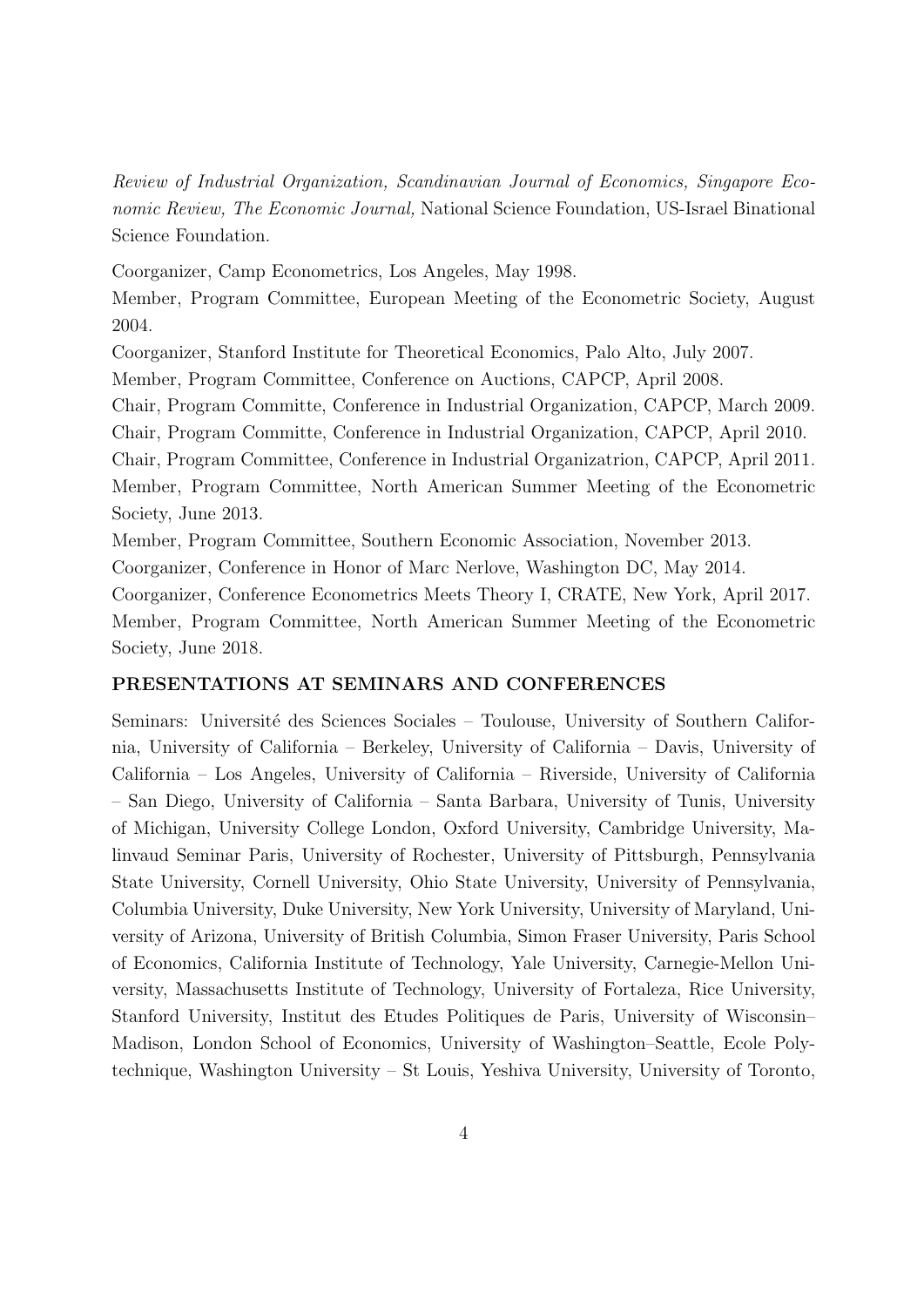*Review of Industrial Organization, Scandinavian Journal of Economics, Singapore Economic Review, The Economic Journal,* National Science Foundation, US-Israel Binational Science Foundation.

Coorganizer, Camp Econometrics, Los Angeles, May 1998.

Member, Program Committee, European Meeting of the Econometric Society, August 2004.

Coorganizer, Stanford Institute for Theoretical Economics, Palo Alto, July 2007.

Member, Program Committee, Conference on Auctions, CAPCP, April 2008.

Chair, Program Committe, Conference in Industrial Organization, CAPCP, March 2009.

Chair, Program Committe, Conference in Industrial Organization, CAPCP, April 2010.

Chair, Program Committee, Conference in Industrial Organizatrion, CAPCP, April 2011.

Member, Program Committee, North American Summer Meeting of the Econometric Society, June 2013.

Member, Program Committee, Southern Economic Association, November 2013.

Coorganizer, Conference in Honor of Marc Nerlove, Washington DC, May 2014.

Coorganizer, Conference Econometrics Meets Theory I, CRATE, New York, April 2017.

Member, Program Committee, North American Summer Meeting of the Econometric Society, June 2018.

## PRESENTATIONS AT SEMINARS AND CONFERENCES

Seminars: Université des Sciences Sociales – Toulouse, University of Southern California, University of California – Berkeley, University of California – Davis, University of California – Los Angeles, University of California – Riverside, University of California – San Diego, University of California – Santa Barbara, University of Tunis, University of Michigan, University College London, Oxford University, Cambridge University, Malinvaud Seminar Paris, University of Rochester, University of Pittsburgh, Pennsylvania State University, Cornell University, Ohio State University, University of Pennsylvania, Columbia University, Duke University, New York University, University of Maryland, University of Arizona, University of British Columbia, Simon Fraser University, Paris School of Economics, California Institute of Technology, Yale University, Carnegie-Mellon University, Massachusetts Institute of Technology, University of Fortaleza, Rice University, Stanford University, Institut des Etudes Politiques de Paris, University of Wisconsin–Madison, London School of Economics, University of Washington–Seattle, Ecole Polytechnique, Washington University – St Louis, Yeshiva University, University of Toronto,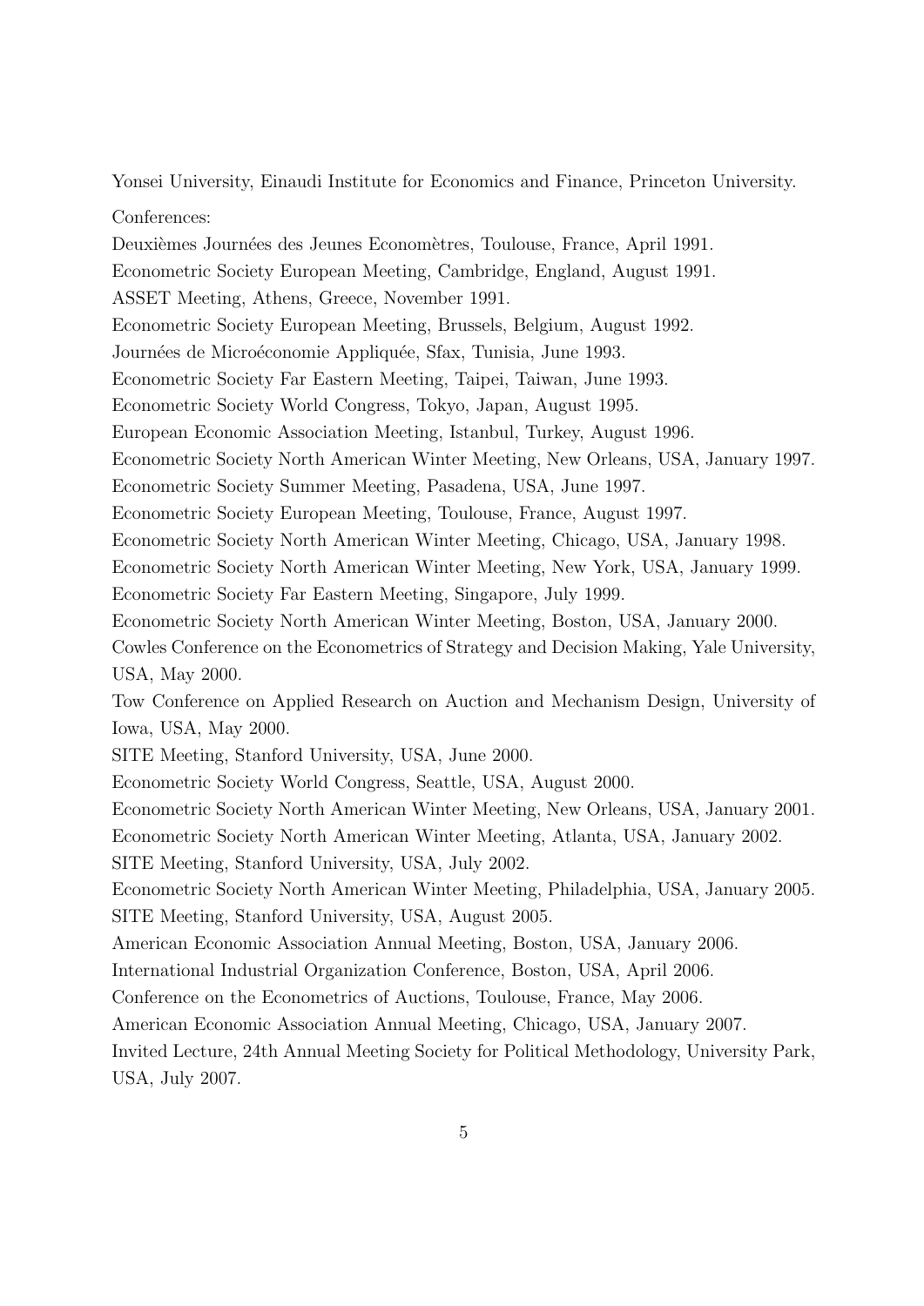Yonsei University, Einaudi Institute for Economics and Finance, Princeton University.

Conferences:

Deuxièmes Journées des Jeunes Economètres, Toulouse, France, April 1991.

Econometric Society European Meeting, Cambridge, England, August 1991.

ASSET Meeting, Athens, Greece, November 1991.

Econometric Society European Meeting, Brussels, Belgium, August 1992.

Journées de Microéconomie Appliquée, Sfax, Tunisia, June 1993.

Econometric Society Far Eastern Meeting, Taipei, Taiwan, June 1993.

Econometric Society World Congress, Tokyo, Japan, August 1995.

European Economic Association Meeting, Istanbul, Turkey, August 1996.

Econometric Society North American Winter Meeting, New Orleans, USA, January 1997.

Econometric Society Summer Meeting, Pasadena, USA, June 1997.

Econometric Society European Meeting, Toulouse, France, August 1997.

Econometric Society North American Winter Meeting, Chicago, USA, January 1998.

Econometric Society North American Winter Meeting, New York, USA, January 1999.

Econometric Society Far Eastern Meeting, Singapore, July 1999.

Econometric Society North American Winter Meeting, Boston, USA, January 2000.

Cowles Conference on the Econometrics of Strategy and Decision Making, Yale University, USA, May 2000.

Tow Conference on Applied Research on Auction and Mechanism Design, University of Iowa, USA, May 2000.

SITE Meeting, Stanford University, USA, June 2000.

Econometric Society World Congress, Seattle, USA, August 2000.

Econometric Society North American Winter Meeting, New Orleans, USA, January 2001.

Econometric Society North American Winter Meeting, Atlanta, USA, January 2002.

SITE Meeting, Stanford University, USA, July 2002.

Econometric Society North American Winter Meeting, Philadelphia, USA, January 2005.

SITE Meeting, Stanford University, USA, August 2005.

American Economic Association Annual Meeting, Boston, USA, January 2006.

International Industrial Organization Conference, Boston, USA, April 2006.

Conference on the Econometrics of Auctions, Toulouse, France, May 2006.

American Economic Association Annual Meeting, Chicago, USA, January 2007.

Invited Lecture, 24th Annual Meeting Society for Political Methodology, University Park, USA, July 2007.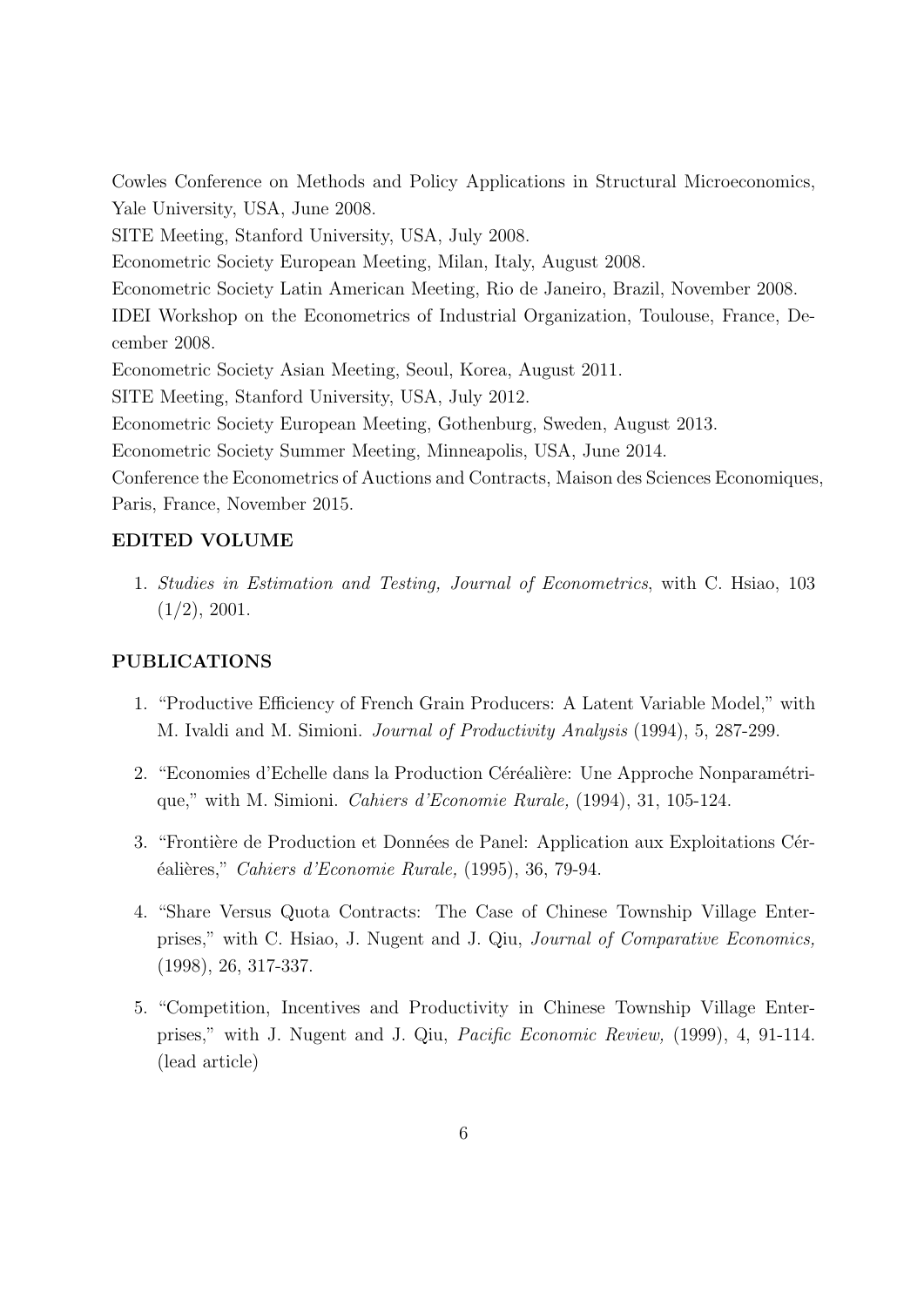Cowles Conference on Methods and Policy Applications in Structural Microeconomics, Yale University, USA, June 2008.

SITE Meeting, Stanford University, USA, July 2008.

Econometric Society European Meeting, Milan, Italy, August 2008.

Econometric Society Latin American Meeting, Rio de Janeiro, Brazil, November 2008.

IDEI Workshop on the Econometrics of Industrial Organization, Toulouse, France, December 2008.

Econometric Society Asian Meeting, Seoul, Korea, August 2011.

SITE Meeting, Stanford University, USA, July 2012.

Econometric Society European Meeting, Gothenburg, Sweden, August 2013.

Econometric Society Summer Meeting, Minneapolis, USA, June 2014.

Conference the Econometrics of Auctions and Contracts, Maison des Sciences Economiques, Paris, France, November 2015.

**EDITED VOLUME**

1. *Studies in Estimation and Testing, Journal of Econometrics*, with C. Hsiao, 103 (1/2), 2001.

**PUBLICATIONS**

1. "Productive Efficiency of French Grain Producers: A Latent Variable Model," with M. Ivaldi and M. Simioni. *Journal of Productivity Analysis* (1994), 5, 287-299.

2. "Economies d'Echelle dans la Production Céréalière: Une Approche Nonparamétrique," with M. Simioni. *Cahiers d'Economie Rurale,* (1994), 31, 105-124.

3. "Frontière de Production et Données de Panel: Application aux Exploitations Céréalières," *Cahiers d'Economie Rurale,* (1995), 36, 79-94.

4. "Share Versus Quota Contracts: The Case of Chinese Township Village Enterprises," with C. Hsiao, J. Nugent and J. Qiu, *Journal of Comparative Economics,* (1998), 26, 317-337.

5. "Competition, Incentives and Productivity in Chinese Township Village Enterprises," with J. Nugent and J. Qiu, *Pacific Economic Review,* (1999), 4, 91-114. (lead article)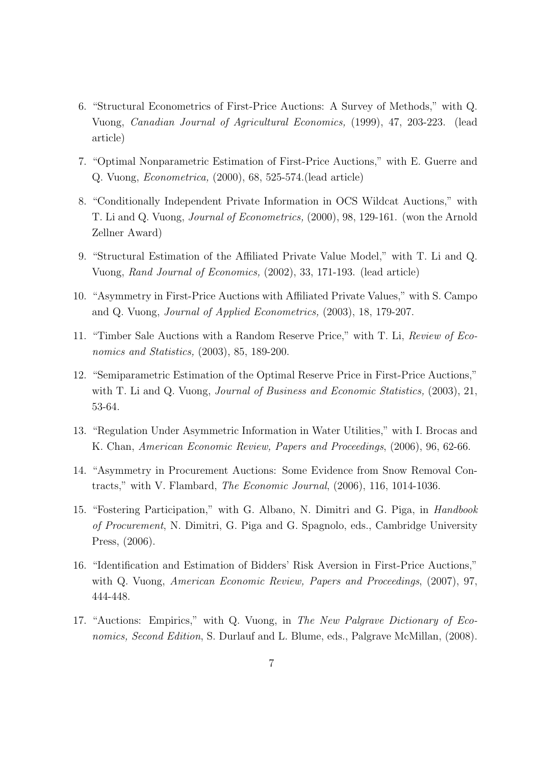6. "Structural Econometrics of First-Price Auctions: A Survey of Methods," with Q. Vuong, *Canadian Journal of Agricultural Economics,* (1999), 47, 203-223. (lead article)

7. "Optimal Nonparametric Estimation of First-Price Auctions," with E. Guerre and Q. Vuong, *Econometrica,* (2000), 68, 525-574.(lead article)

8. "Conditionally Independent Private Information in OCS Wildcat Auctions," with T. Li and Q. Vuong, *Journal of Econometrics,* (2000), 98, 129-161. (won the Arnold Zellner Award)

9. "Structural Estimation of the Affiliated Private Value Model," with T. Li and Q. Vuong, *Rand Journal of Economics,* (2002), 33, 171-193. (lead article)

10. "Asymmetry in First-Price Auctions with Affiliated Private Values," with S. Campo and Q. Vuong, *Journal of Applied Econometrics,* (2003), 18, 179-207.

11. "Timber Sale Auctions with a Random Reserve Price," with T. Li, *Review of Economics and Statistics,* (2003), 85, 189-200.

12. "Semiparametric Estimation of the Optimal Reserve Price in First-Price Auctions," with T. Li and Q. Vuong, *Journal of Business and Economic Statistics,* (2003), 21, 53-64.

13. "Regulation Under Asymmetric Information in Water Utilities," with I. Brocas and K. Chan, *American Economic Review, Papers and Proceedings*, (2006), 96, 62-66.

14. "Asymmetry in Procurement Auctions: Some Evidence from Snow Removal Contracts," with V. Flambard, *The Economic Journal*, (2006), 116, 1014-1036.

15. "Fostering Participation," with G. Albano, N. Dimitri and G. Piga, in *Handbook of Procurement*, N. Dimitri, G. Piga and G. Spagnolo, eds., Cambridge University Press, (2006).

16. "Identification and Estimation of Bidders' Risk Aversion in First-Price Auctions," with Q. Vuong, *American Economic Review, Papers and Proceedings*, (2007), 97, 444-448.

17. "Auctions: Empirics," with Q. Vuong, in *The New Palgrave Dictionary of Economics, Second Edition*, S. Durlauf and L. Blume, eds., Palgrave McMillan, (2008).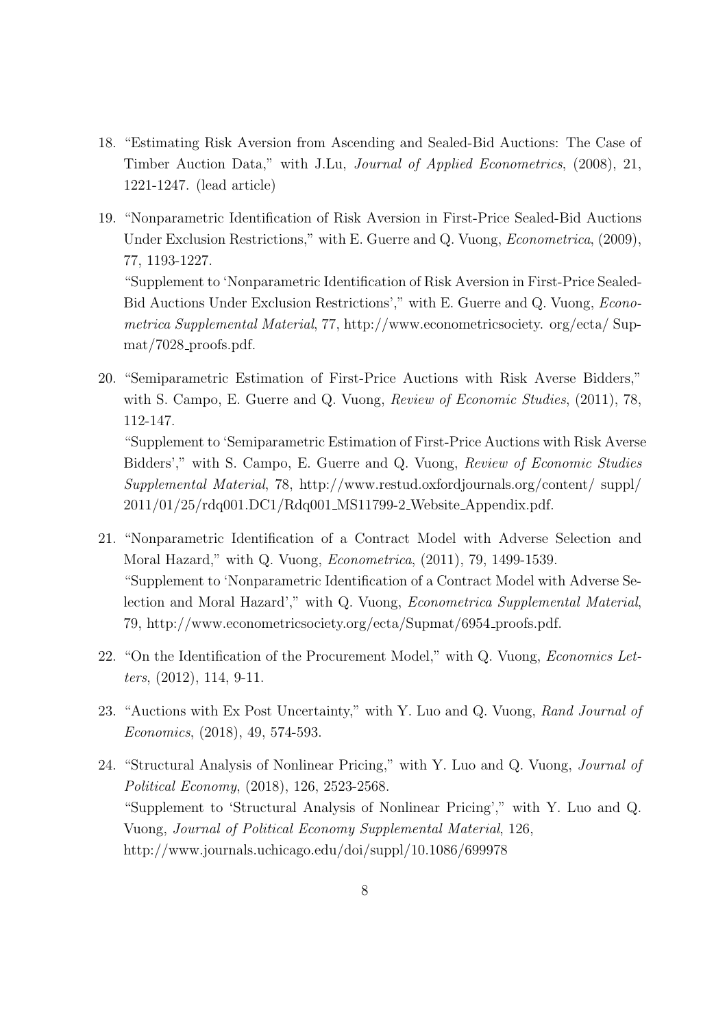18. "Estimating Risk Aversion from Ascending and Sealed-Bid Auctions: The Case of Timber Auction Data," with J.Lu, *Journal of Applied Econometrics*, (2008), 21, 1221-1247. (lead article)

19. "Nonparametric Identification of Risk Aversion in First-Price Sealed-Bid Auctions Under Exclusion Restrictions," with E. Guerre and Q. Vuong, *Econometrica*, (2009), 77, 1193-1227.
    "Supplement to 'Nonparametric Identification of Risk Aversion in First-Price Sealed-Bid Auctions Under Exclusion Restrictions'," with E. Guerre and Q. Vuong, *Econometrica Supplemental Material*, 77, http://www.econometricsociety. org/ecta/ Supmat/7028_proofs.pdf.

20. "Semiparametric Estimation of First-Price Auctions with Risk Averse Bidders," with S. Campo, E. Guerre and Q. Vuong, *Review of Economic Studies*, (2011), 78, 112-147.
    "Supplement to 'Semiparametric Estimation of First-Price Auctions with Risk Averse Bidders'," with S. Campo, E. Guerre and Q. Vuong, *Review of Economic Studies Supplemental Material*, 78, http://www.restud.oxfordjournals.org/content/ suppl/ 2011/01/25/rdq001.DC1/Rdq001_MS11799-2_Website_Appendix.pdf.

21. "Nonparametric Identification of a Contract Model with Adverse Selection and Moral Hazard," with Q. Vuong, *Econometrica*, (2011), 79, 1499-1539.
    "Supplement to 'Nonparametric Identification of a Contract Model with Adverse Selection and Moral Hazard'," with Q. Vuong, *Econometrica Supplemental Material*, 79, http://www.econometricsociety.org/ecta/Supmat/6954_proofs.pdf.

22. "On the Identification of the Procurement Model," with Q. Vuong, *Economics Letters*, (2012), 114, 9-11.

23. "Auctions with Ex Post Uncertainty," with Y. Luo and Q. Vuong, *Rand Journal of Economics*, (2018), 49, 574-593.

24. "Structural Analysis of Nonlinear Pricing," with Y. Luo and Q. Vuong, *Journal of Political Economy*, (2018), 126, 2523-2568.
    "Supplement to 'Structural Analysis of Nonlinear Pricing'," with Y. Luo and Q. Vuong, *Journal of Political Economy Supplemental Material*, 126, http://www.journals.uchicago.edu/doi/suppl/10.1086/699978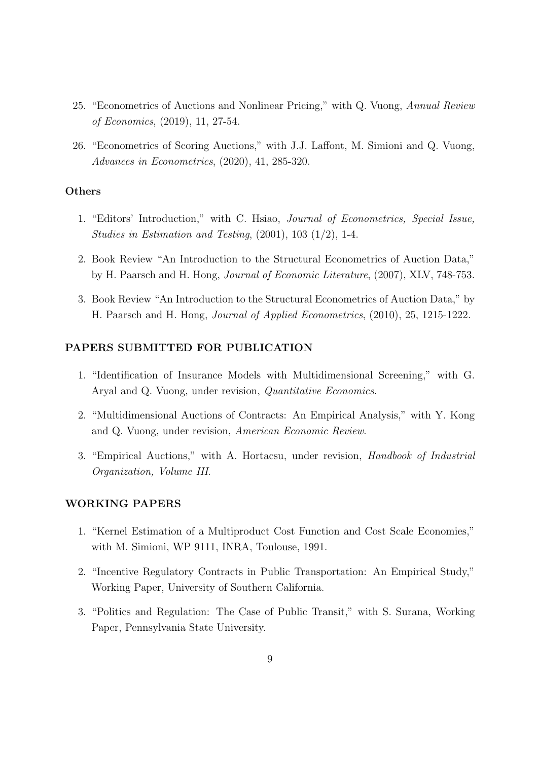25. "Econometrics of Auctions and Nonlinear Pricing," with Q. Vuong, *Annual Review of Economics*, (2019), 11, 27-54.

26. "Econometrics of Scoring Auctions," with J.J. Laffont, M. Simioni and Q. Vuong, *Advances in Econometrics*, (2020), 41, 285-320.

### Others

1. "Editors' Introduction," with C. Hsiao, *Journal of Econometrics, Special Issue, Studies in Estimation and Testing*, (2001), 103 (1/2), 1-4.

2. Book Review "An Introduction to the Structural Econometrics of Auction Data," by H. Paarsch and H. Hong, *Journal of Economic Literature*, (2007), XLV, 748-753.

3. Book Review "An Introduction to the Structural Econometrics of Auction Data," by H. Paarsch and H. Hong, *Journal of Applied Econometrics*, (2010), 25, 1215-1222.

## PAPERS SUBMITTED FOR PUBLICATION

1. "Identification of Insurance Models with Multidimensional Screening," with G. Aryal and Q. Vuong, under revision, *Quantitative Economics*.

2. "Multidimensional Auctions of Contracts: An Empirical Analysis," with Y. Kong and Q. Vuong, under revision, *American Economic Review*.

3. "Empirical Auctions," with A. Hortacsu, under revision, *Handbook of Industrial Organization, Volume III*.

## WORKING PAPERS

1. "Kernel Estimation of a Multiproduct Cost Function and Cost Scale Economies," with M. Simioni, WP 9111, INRA, Toulouse, 1991.

2. "Incentive Regulatory Contracts in Public Transportation: An Empirical Study," Working Paper, University of Southern California.

3. "Politics and Regulation: The Case of Public Transit," with S. Surana, Working Paper, Pennsylvania State University.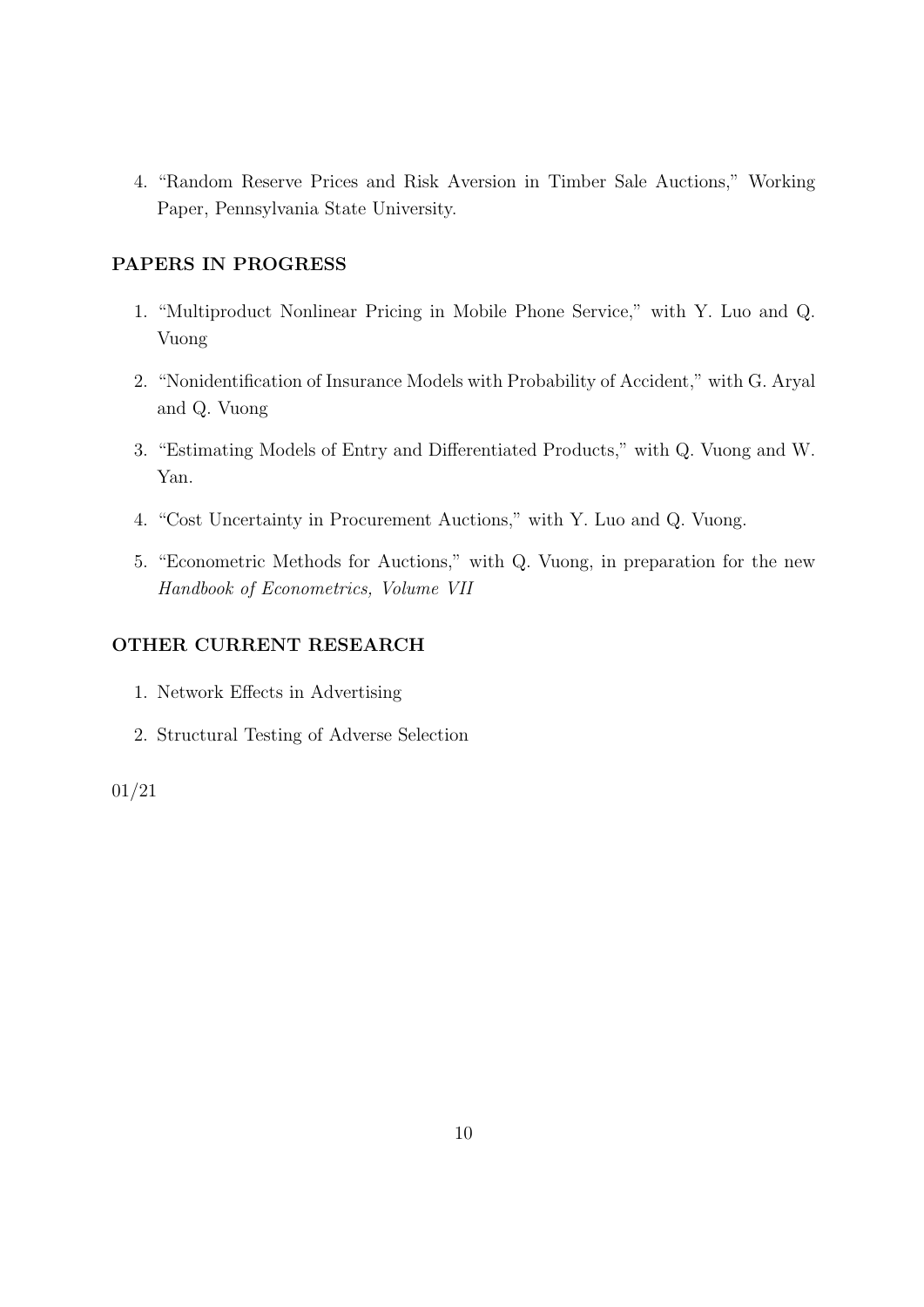4. "Random Reserve Prices and Risk Aversion in Timber Sale Auctions," Working Paper, Pennsylvania State University.

## PAPERS IN PROGRESS

1. "Multiproduct Nonlinear Pricing in Mobile Phone Service," with Y. Luo and Q. Vuong
2. "Nonidentification of Insurance Models with Probability of Accident," with G. Aryal and Q. Vuong
3. "Estimating Models of Entry and Differentiated Products," with Q. Vuong and W. Yan.
4. "Cost Uncertainty in Procurement Auctions," with Y. Luo and Q. Vuong.
5. "Econometric Methods for Auctions," with Q. Vuong, in preparation for the new *Handbook of Econometrics, Volume VII*

## OTHER CURRENT RESEARCH

1. Network Effects in Advertising
2. Structural Testing of Adverse Selection

01/21